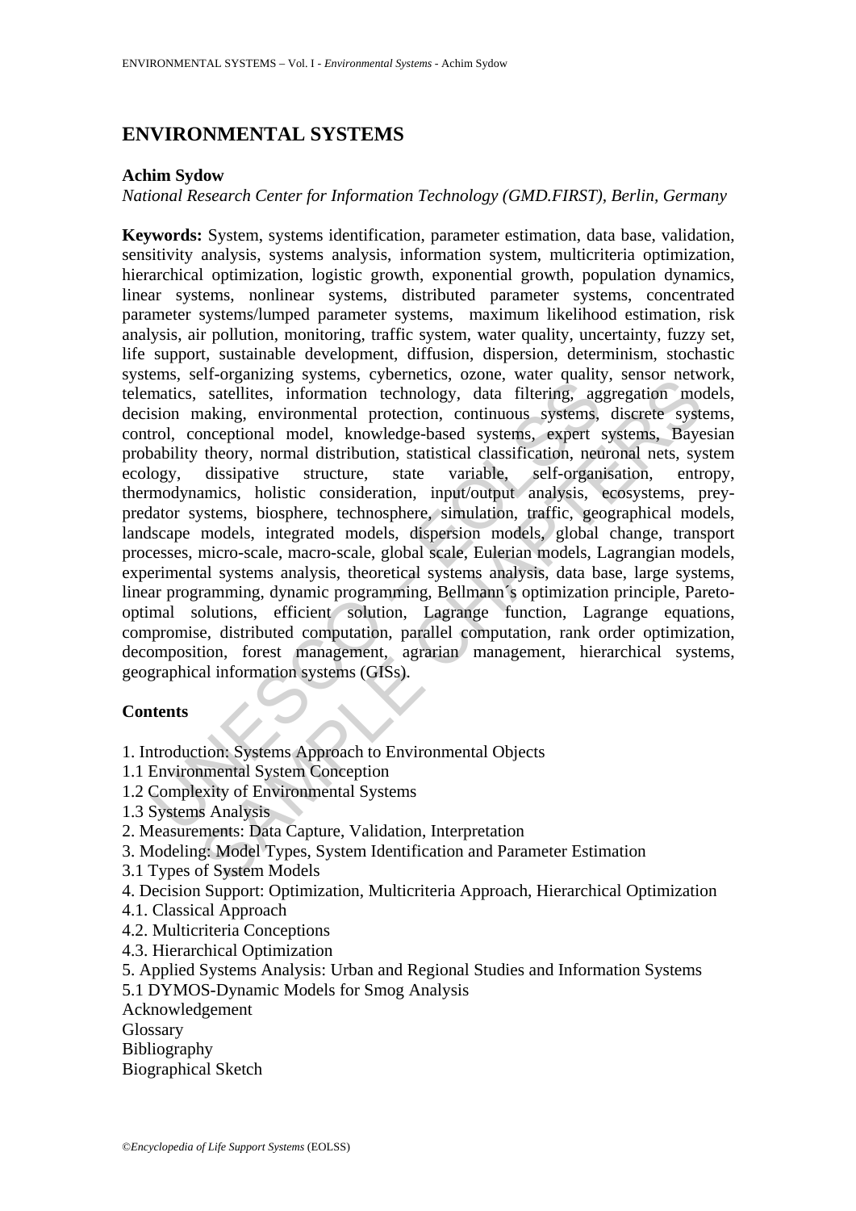# ENVIRONMENTAL SYSTEMS

**Achim Sydow**

*National Research Center for Information Technology (GMD.FIRST), Berlin, Germany*

**Keywords:** System, systems identification, parameter estimation, data base, validation, sensitivity analysis, systems analysis, information system, multicriteria optimization, hierarchical optimization, logistic growth, exponential growth, population dynamics, linear systems, nonlinear systems, distributed parameter systems, concentrated parameter systems/lumped parameter systems, maximum likelihood estimation, risk analysis, air pollution, monitoring, traffic system, water quality, uncertainty, fuzzy set, life support, sustainable development, diffusion, dispersion, determinism, stochastic systems, self-organizing systems, cybernetics, ozone, water quality, sensor network, telematics, satellites, information technology, data filtering, aggregation models, decision making, environmental protection, continuous systems, discrete systems, control, conceptional model, knowledge-based systems, expert systems, Bayesian probability theory, normal distribution, statistical classification, neuronal nets, system ecology, dissipative structure, state variable, self-organisation, entropy, thermodynamics, holistic consideration, input/output analysis, ecosystems, prey-predator systems, biosphere, technosphere, simulation, traffic, geographical models, landscape models, integrated models, dispersion models, global change, transport processes, micro-scale, macro-scale, global scale, Eulerian models, Lagrangian models, experimental systems analysis, theoretical systems analysis, data base, large systems, linear programming, dynamic programming, Bellmann´s optimization principle, Pareto-optimal solutions, efficient solution, Lagrange function, Lagrange equations, compromise, distributed computation, parallel computation, rank order optimization, decomposition, forest management, agrarian management, hierarchical systems, geographical information systems (GISs).

## Contents

1. Introduction: Systems Approach to Environmental Objects
1.1 Environmental System Conception
1.2 Complexity of Environmental Systems
1.3 Systems Analysis
2. Measurements: Data Capture, Validation, Interpretation
3. Modeling: Model Types, System Identification and Parameter Estimation
3.1 Types of System Models
4. Decision Support: Optimization, Multicriteria Approach, Hierarchical Optimization
4.1. Classical Approach
4.2. Multicriteria Conceptions
4.3. Hierarchical Optimization
5. Applied Systems Analysis: Urban and Regional Studies and Information Systems
5.1 DYMOS-Dynamic Models for Smog Analysis
Acknowledgement
Glossary
Bibliography
Biographical Sketch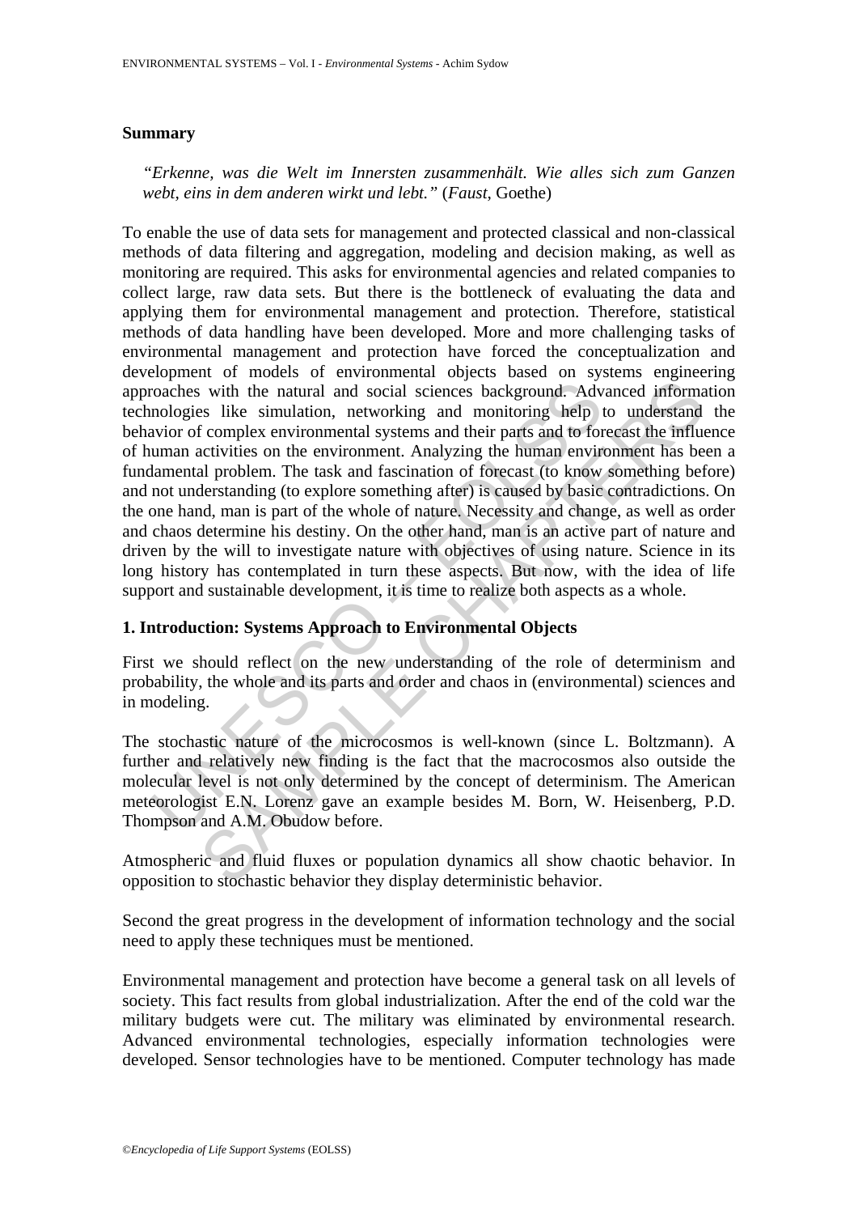## Summary

*"Erkenne, was die Welt im Innersten zusammenhält. Wie alles sich zum Ganzen webt, eins in dem anderen wirkt und lebt."* (*Faust*, Goethe)

To enable the use of data sets for management and protected classical and non-classical methods of data filtering and aggregation, modeling and decision making, as well as monitoring are required. This asks for environmental agencies and related companies to collect large, raw data sets. But there is the bottleneck of evaluating the data and applying them for environmental management and protection. Therefore, statistical methods of data handling have been developed. More and more challenging tasks of environmental management and protection have forced the conceptualization and development of models of environmental objects based on systems engineering approaches with the natural and social sciences background. Advanced information technologies like simulation, networking and monitoring help to understand the behavior of complex environmental systems and their parts and to forecast the influence of human activities on the environment. Analyzing the human environment has been a fundamental problem. The task and fascination of forecast (to know something before) and not understanding (to explore something after) is caused by basic contradictions. On the one hand, man is part of the whole of nature. Necessity and change, as well as order and chaos determine his destiny. On the other hand, man is an active part of nature and driven by the will to investigate nature with objectives of using nature. Science in its long history has contemplated in turn these aspects. But now, with the idea of life support and sustainable development, it is time to realize both aspects as a whole.

## 1. Introduction: Systems Approach to Environmental Objects

First we should reflect on the new understanding of the role of determinism and probability, the whole and its parts and order and chaos in (environmental) sciences and in modeling.

The stochastic nature of the microcosmos is well-known (since L. Boltzmann). A further and relatively new finding is the fact that the macrocosmos also outside the molecular level is not only determined by the concept of determinism. The American meteorologist E.N. Lorenz gave an example besides M. Born, W. Heisenberg, P.D. Thompson and A.M. Obudow before.

Atmospheric and fluid fluxes or population dynamics all show chaotic behavior. In opposition to stochastic behavior they display deterministic behavior.

Second the great progress in the development of information technology and the social need to apply these techniques must be mentioned.

Environmental management and protection have become a general task on all levels of society. This fact results from global industrialization. After the end of the cold war the military budgets were cut. The military was eliminated by environmental research. Advanced environmental technologies, especially information technologies were developed. Sensor technologies have to be mentioned. Computer technology has made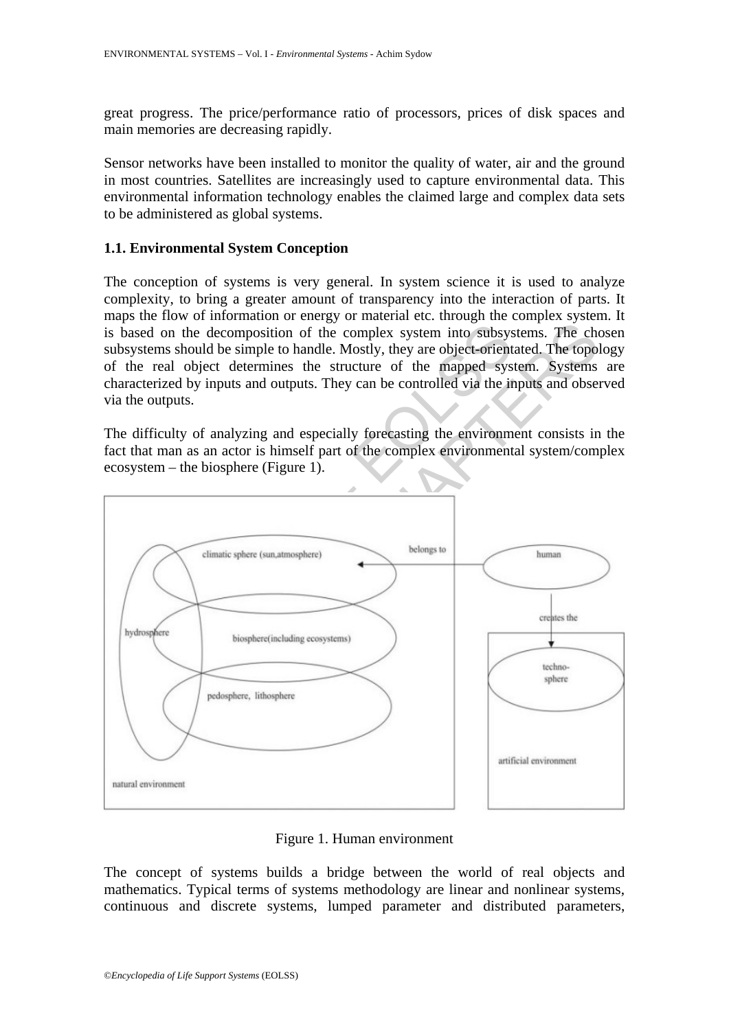great progress. The price/performance ratio of processors, prices of disk spaces and main memories are decreasing rapidly.

Sensor networks have been installed to monitor the quality of water, air and the ground in most countries. Satellites are increasingly used to capture environmental data. This environmental information technology enables the claimed large and complex data sets to be administered as global systems.

### 1.1. Environmental System Conception

The conception of systems is very general. In system science it is used to analyze complexity, to bring a greater amount of transparency into the interaction of parts. It maps the flow of information or energy or material etc. through the complex system. It is based on the decomposition of the complex system into subsystems. The chosen subsystems should be simple to handle. Mostly, they are object-orientated. The topology of the real object determines the structure of the mapped system. Systems are characterized by inputs and outputs. They can be controlled via the inputs and observed via the outputs.

The difficulty of analyzing and especially forecasting the environment consists in the fact that man as an actor is himself part of the complex environmental system/complex ecosystem – the biosphere (Figure 1).

Figure 1. Human environment

The concept of systems builds a bridge between the world of real objects and mathematics. Typical terms of systems methodology are linear and nonlinear systems, continuous and discrete systems, lumped parameter and distributed parameters,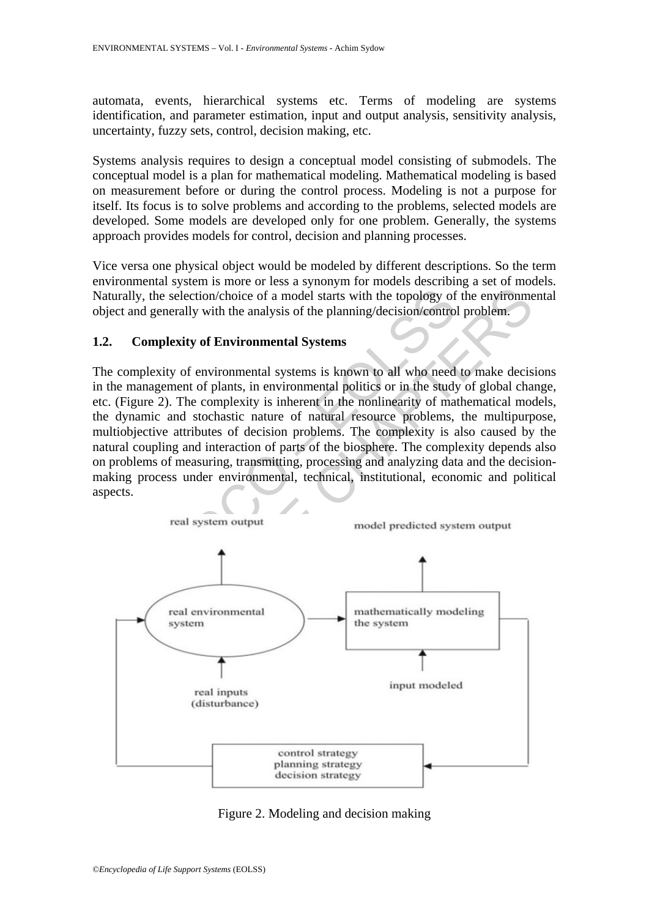automata, events, hierarchical systems etc. Terms of modeling are systems identification, and parameter estimation, input and output analysis, sensitivity analysis, uncertainty, fuzzy sets, control, decision making, etc.

Systems analysis requires to design a conceptual model consisting of submodels. The conceptual model is a plan for mathematical modeling. Mathematical modeling is based on measurement before or during the control process. Modeling is not a purpose for itself. Its focus is to solve problems and according to the problems, selected models are developed. Some models are developed only for one problem. Generally, the systems approach provides models for control, decision and planning processes.

Vice versa one physical object would be modeled by different descriptions. So the term environmental system is more or less a synonym for models describing a set of models. Naturally, the selection/choice of a model starts with the topology of the environmental object and generally with the analysis of the planning/decision/control problem.

## 1.2. Complexity of Environmental Systems

The complexity of environmental systems is known to all who need to make decisions in the management of plants, in environmental politics or in the study of global change, etc. (Figure 2). The complexity is inherent in the nonlinearity of mathematical models, the dynamic and stochastic nature of natural resource problems, the multipurpose, multiobjective attributes of decision problems. The complexity is also caused by the natural coupling and interaction of parts of the biosphere. The complexity depends also on problems of measuring, transmitting, processing and analyzing data and the decision-making process under environmental, technical, institutional, economic and political aspects.

Figure 2. Modeling and decision making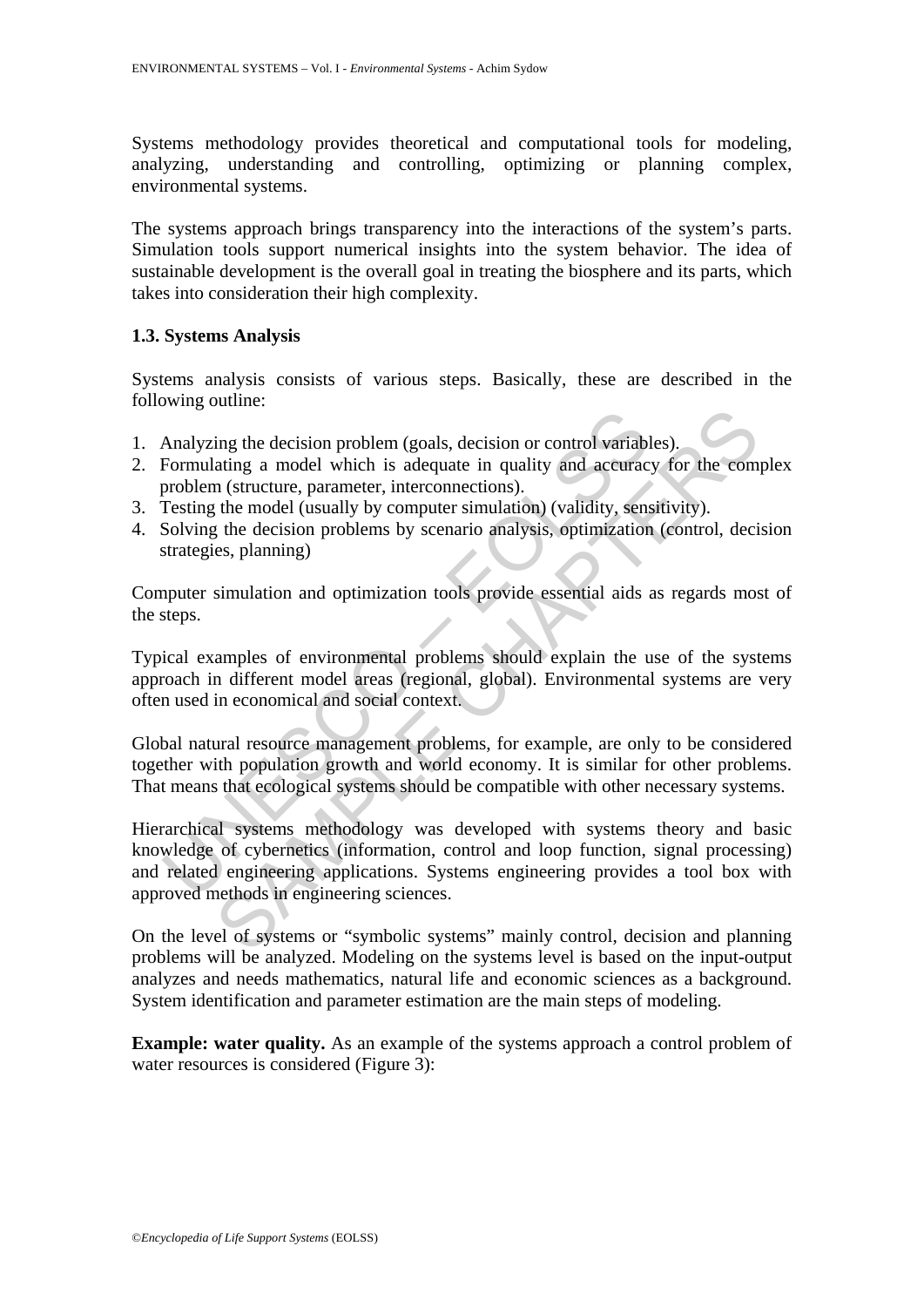Systems methodology provides theoretical and computational tools for modeling, analyzing, understanding and controlling, optimizing or planning complex, environmental systems.

The systems approach brings transparency into the interactions of the system's parts. Simulation tools support numerical insights into the system behavior. The idea of sustainable development is the overall goal in treating the biosphere and its parts, which takes into consideration their high complexity.

### 1.3. Systems Analysis

Systems analysis consists of various steps. Basically, these are described in the following outline:

1. Analyzing the decision problem (goals, decision or control variables).
2. Formulating a model which is adequate in quality and accuracy for the complex problem (structure, parameter, interconnections).
3. Testing the model (usually by computer simulation) (validity, sensitivity).
4. Solving the decision problems by scenario analysis, optimization (control, decision strategies, planning)

Computer simulation and optimization tools provide essential aids as regards most of the steps.

Typical examples of environmental problems should explain the use of the systems approach in different model areas (regional, global). Environmental systems are very often used in economical and social context.

Global natural resource management problems, for example, are only to be considered together with population growth and world economy. It is similar for other problems. That means that ecological systems should be compatible with other necessary systems.

Hierarchical systems methodology was developed with systems theory and basic knowledge of cybernetics (information, control and loop function, signal processing) and related engineering applications. Systems engineering provides a tool box with approved methods in engineering sciences.

On the level of systems or "symbolic systems" mainly control, decision and planning problems will be analyzed. Modeling on the systems level is based on the input-output analyzes and needs mathematics, natural life and economic sciences as a background. System identification and parameter estimation are the main steps of modeling.

**Example: water quality.** As an example of the systems approach a control problem of water resources is considered (Figure 3):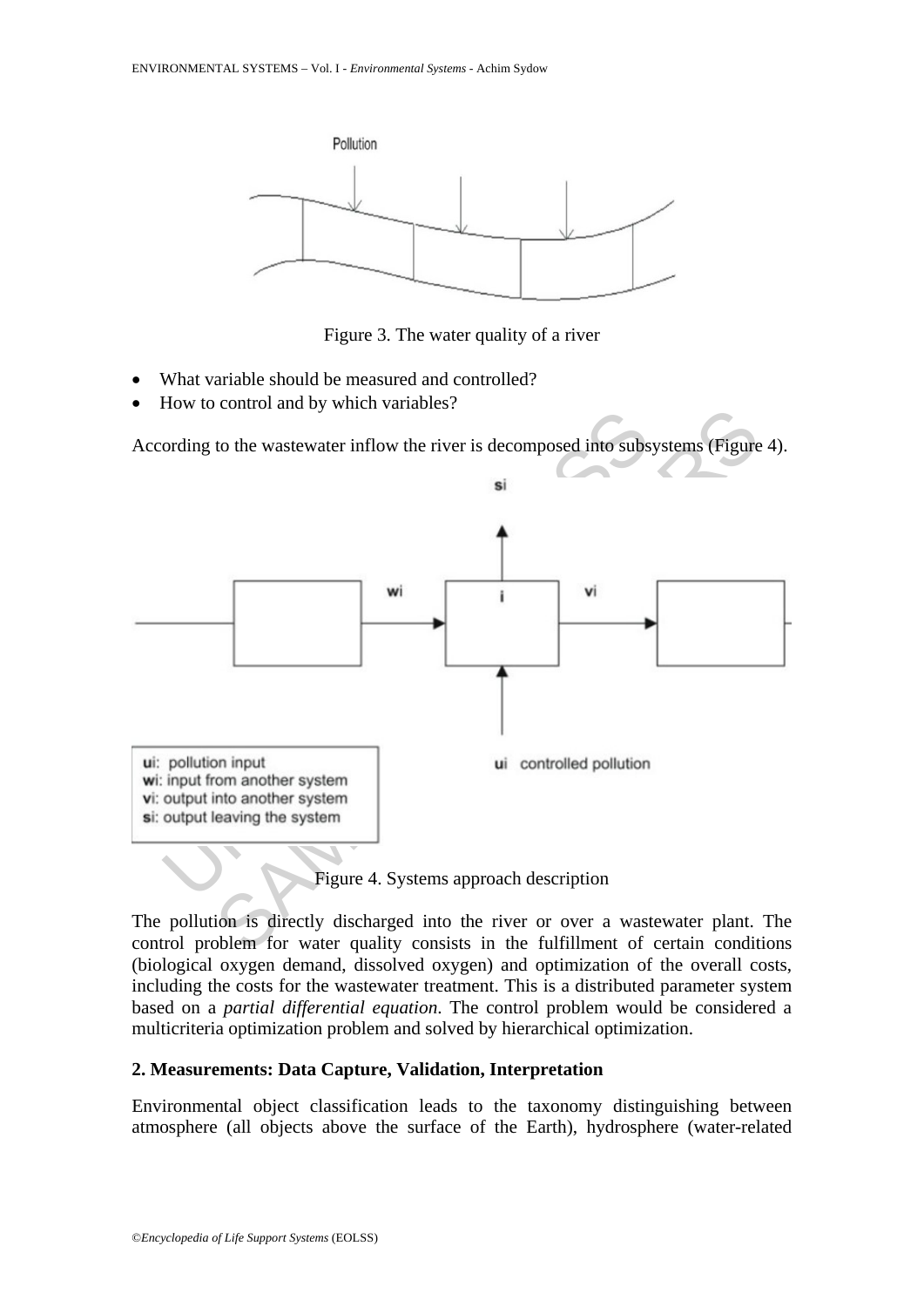Figure 3. The water quality of a river

- What variable should be measured and controlled?
- How to control and by which variables?

According to the wastewater inflow the river is decomposed into subsystems (Figure 4).

ui: pollution input
wi: input from another system
vi: output into another system
si: output leaving the system

Figure 4. Systems approach description

The pollution is directly discharged into the river or over a wastewater plant. The control problem for water quality consists in the fulfillment of certain conditions (biological oxygen demand, dissolved oxygen) and optimization of the overall costs, including the costs for the wastewater treatment. This is a distributed parameter system based on a *partial differential equation*. The control problem would be considered a multicriteria optimization problem and solved by hierarchical optimization.

## 2. Measurements: Data Capture, Validation, Interpretation

Environmental object classification leads to the taxonomy distinguishing between atmosphere (all objects above the surface of the Earth), hydrosphere (water-related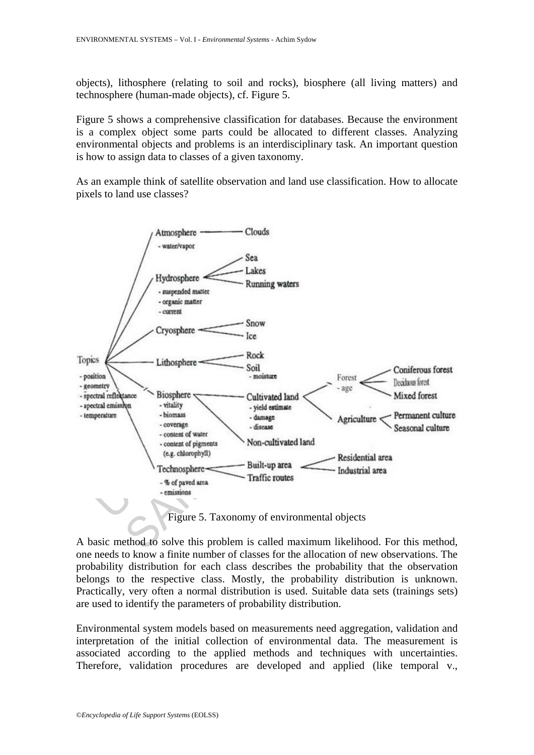objects), lithosphere (relating to soil and rocks), biosphere (all living matters) and technosphere (human-made objects), cf. Figure 5.

Figure 5 shows a comprehensive classification for databases. Because the environment is a complex object some parts could be allocated to different classes. Analyzing environmental objects and problems is an interdisciplinary task. An important question is how to assign data to classes of a given taxonomy.

As an example think of satellite observation and land use classification. How to allocate pixels to land use classes?

Figure 5. Taxonomy of environmental objects

A basic method to solve this problem is called maximum likelihood. For this method, one needs to know a finite number of classes for the allocation of new observations. The probability distribution for each class describes the probability that the observation belongs to the respective class. Mostly, the probability distribution is unknown. Practically, very often a normal distribution is used. Suitable data sets (trainings sets) are used to identify the parameters of probability distribution.

Environmental system models based on measurements need aggregation, validation and interpretation of the initial collection of environmental data. The measurement is associated according to the applied methods and techniques with uncertainties. Therefore, validation procedures are developed and applied (like temporal v.,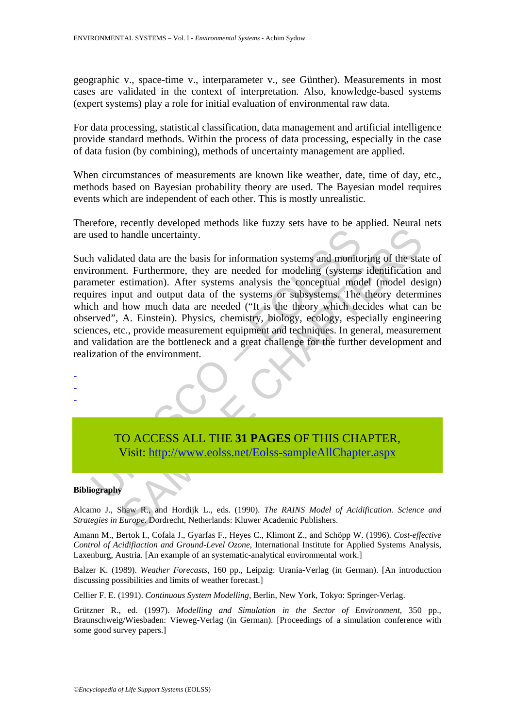geographic v., space-time v., interparameter v., see Günther). Measurements in most cases are validated in the context of interpretation. Also, knowledge-based systems (expert systems) play a role for initial evaluation of environmental raw data.

For data processing, statistical classification, data management and artificial intelligence provide standard methods. Within the process of data processing, especially in the case of data fusion (by combining), methods of uncertainty management are applied.

When circumstances of measurements are known like weather, date, time of day, etc., methods based on Bayesian probability theory are used. The Bayesian model requires events which are independent of each other. This is mostly unrealistic.

Therefore, recently developed methods like fuzzy sets have to be applied. Neural nets are used to handle uncertainty.

Such validated data are the basis for information systems and monitoring of the state of environment. Furthermore, they are needed for modeling (systems identification and parameter estimation). After systems analysis the conceptual model (model design) requires input and output data of the systems or subsystems. The theory determines which and how much data are needed ("It is the theory which decides what can be observed", A. Einstein). Physics, chemistry, biology, ecology, especially engineering sciences, etc., provide measurement equipment and techniques. In general, measurement and validation are the bottleneck and a great challenge for the further development and realization of the environment.

-
-
-

TO ACCESS ALL THE **31 PAGES** OF THIS CHAPTER,
Visit: http://www.eolss.net/Eolss-sampleAllChapter.aspx

**Bibliography**

Alcamo J., Shaw R., and Hordijk L., eds. (1990). *The RAINS Model of Acidification. Science and Strategies in Europe*. Dordrecht, Netherlands: Kluwer Academic Publishers.

Amann M., Bertok I., Cofala J., Gyarfas F., Heyes C., Klimont Z., and Schöpp W. (1996). *Cost-effective Control of Acidifiaction and Ground-Level Ozone*, International Institute for Applied Systems Analysis, Laxenburg, Austria. [An example of an systematic-analytical environmental work.]

Balzer K. (1989). *Weather Forecasts*, 160 pp., Leipzig: Urania-Verlag (in German). [An introduction discussing possibilities and limits of weather forecast.]

Cellier F. E. (1991). *Continuous System Modelling*, Berlin, New York, Tokyo: Springer-Verlag.

Grützner R., ed. (1997). *Modelling and Simulation in the Sector of Environment*, 350 pp., Braunschweig/Wiesbaden: Vieweg-Verlag (in German). [Proceedings of a simulation conference with some good survey papers.]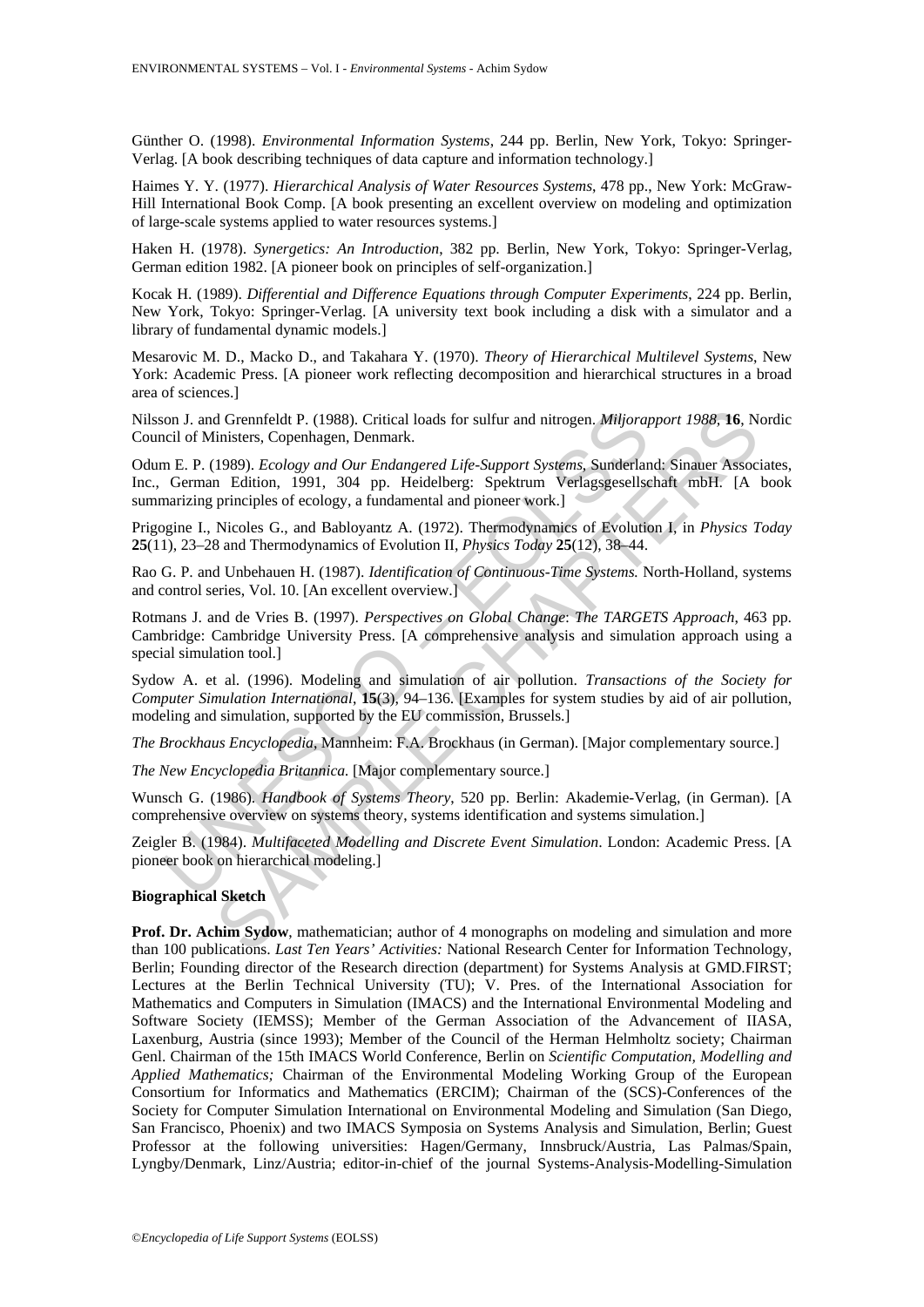Günther O. (1998). *Environmental Information Systems*, 244 pp. Berlin, New York, Tokyo: Springer-Verlag. [A book describing techniques of data capture and information technology.]

Haimes Y. Y. (1977). *Hierarchical Analysis of Water Resources Systems*, 478 pp., New York: McGraw-Hill International Book Comp. [A book presenting an excellent overview on modeling and optimization of large-scale systems applied to water resources systems.]

Haken H. (1978). *Synergetics: An Introduction*, 382 pp. Berlin, New York, Tokyo: Springer-Verlag, German edition 1982. [A pioneer book on principles of self-organization.]

Kocak H. (1989). *Differential and Difference Equations through Computer Experiments*, 224 pp. Berlin, New York, Tokyo: Springer-Verlag. [A university text book including a disk with a simulator and a library of fundamental dynamic models.]

Mesarovic M. D., Macko D., and Takahara Y. (1970). *Theory of Hierarchical Multilevel Systems*, New York: Academic Press. [A pioneer work reflecting decomposition and hierarchical structures in a broad area of sciences.]

Nilsson J. and Grennfeldt P. (1988). Critical loads for sulfur and nitrogen. *Miljorapport 1988*, **16**, Nordic Council of Ministers, Copenhagen, Denmark.

Odum E. P. (1989). *Ecology and Our Endangered Life-Support Systems*, Sunderland: Sinauer Associates, Inc., German Edition, 1991, 304 pp. Heidelberg: Spektrum Verlagsgesellschaft mbH. [A book summarizing principles of ecology, a fundamental and pioneer work.]

Prigogine I., Nicoles G., and Babloyantz A. (1972). Thermodynamics of Evolution I, in *Physics Today* **25**(11), 23–28 and Thermodynamics of Evolution II, *Physics Today* **25**(12), 38–44.

Rao G. P. and Unbehauen H. (1987). *Identification of Continuous-Time Systems.* North-Holland, systems and control series, Vol. 10. [An excellent overview.]

Rotmans J. and de Vries B. (1997). *Perspectives on Global Change*: *The TARGETS Approach*, 463 pp. Cambridge: Cambridge University Press. [A comprehensive analysis and simulation approach using a special simulation tool.]

Sydow A. et al. (1996). Modeling and simulation of air pollution. *Transactions of the Society for Computer Simulation International*, **15**(3), 94–136. [Examples for system studies by aid of air pollution, modeling and simulation, supported by the EU commission, Brussels.]

*The Brockhaus Encyclopedia*, Mannheim: F.A. Brockhaus (in German). [Major complementary source.]

*The New Encyclopedia Britannica.* [Major complementary source.]

Wunsch G. (1986). *Handbook of Systems Theory*, 520 pp. Berlin: Akademie-Verlag, (in German). [A comprehensive overview on systems theory, systems identification and systems simulation.]

Zeigler B. (1984). *Multifaceted Modelling and Discrete Event Simulation*. London: Academic Press. [A pioneer book on hierarchical modeling.]

**Biographical Sketch**

**Prof. Dr. Achim Sydow**, mathematician; author of 4 monographs on modeling and simulation and more than 100 publications. *Last Ten Years' Activities:* National Research Center for Information Technology, Berlin; Founding director of the Research direction (department) for Systems Analysis at GMD.FIRST; Lectures at the Berlin Technical University (TU); V. Pres. of the International Association for Mathematics and Computers in Simulation (IMACS) and the International Environmental Modeling and Software Society (IEMSS); Member of the German Association of the Advancement of IIASA, Laxenburg, Austria (since 1993); Member of the Council of the Herman Helmholtz society; Chairman Genl. Chairman of the 15th IMACS World Conference, Berlin on *Scientific Computation, Modelling and Applied Mathematics;* Chairman of the Environmental Modeling Working Group of the European Consortium for Informatics and Mathematics (ERCIM); Chairman of the (SCS)-Conferences of the Society for Computer Simulation International on Environmental Modeling and Simulation (San Diego, San Francisco, Phoenix) and two IMACS Symposia on Systems Analysis and Simulation, Berlin; Guest Professor at the following universities: Hagen/Germany, Innsbruck/Austria, Las Palmas/Spain, Lyngby/Denmark, Linz/Austria; editor-in-chief of the journal Systems-Analysis-Modelling-Simulation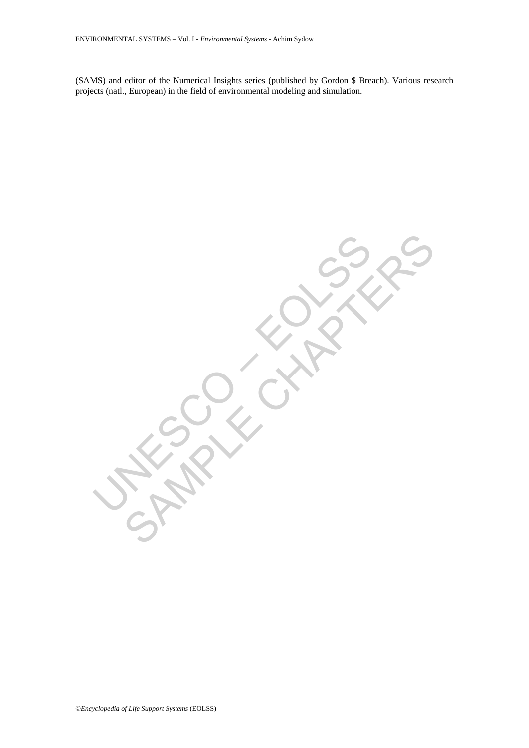(SAMS) and editor of the Numerical Insights series (published by Gordon $ Breach). Various research projects (natl., European) in the field of environmental modeling and simulation.